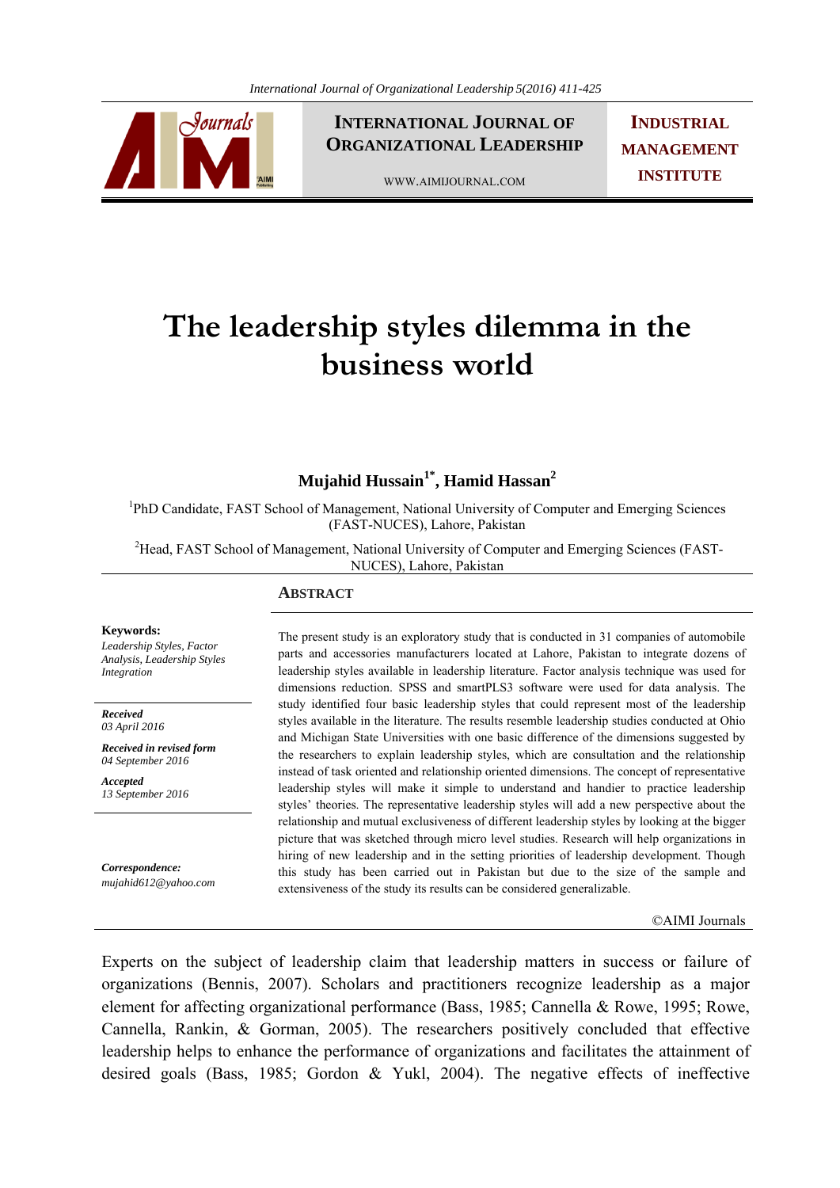# The leadership styles dilemma in the business world

**Mujahid Hussain[1*], Hamid Hassan[2]**

[1]PhD Candidate, FAST School of Management, National University of Computer and Emerging Sciences (FAST-NUCES), Lahore, Pakistan

[2]Head, FAST School of Management, National University of Computer and Emerging Sciences (FAST-NUCES), Lahore, Pakistan

**Keywords:**
*Leadership Styles, Factor Analysis, Leadership Styles Integration*

***Received***
*03 April 2016*

***Received in revised form***
*04 September 2016*

***Accepted***
*13 September 2016*

***Correspondence:***
*mujahid612@yahoo.com*

## ABSTRACT

The present study is an exploratory study that is conducted in 31 companies of automobile parts and accessories manufacturers located at Lahore, Pakistan to integrate dozens of leadership styles available in leadership literature. Factor analysis technique was used for dimensions reduction. SPSS and smartPLS3 software were used for data analysis. The study identified four basic leadership styles that could represent most of the leadership styles available in the literature. The results resemble leadership studies conducted at Ohio and Michigan State Universities with one basic difference of the dimensions suggested by the researchers to explain leadership styles, which are consultation and the relationship instead of task oriented and relationship oriented dimensions. The concept of representative leadership styles will make it simple to understand and handier to practice leadership styles' theories. The representative leadership styles will add a new perspective about the relationship and mutual exclusiveness of different leadership styles by looking at the bigger picture that was sketched through micro level studies. Research will help organizations in hiring of new leadership and in the setting priorities of leadership development. Though this study has been carried out in Pakistan but due to the size of the sample and extensiveness of the study its results can be considered generalizable.

©AIMI Journals

Experts on the subject of leadership claim that leadership matters in success or failure of organizations (Bennis, 2007). Scholars and practitioners recognize leadership as a major element for affecting organizational performance (Bass, 1985; Cannella & Rowe, 1995; Rowe, Cannella, Rankin, & Gorman, 2005). The researchers positively concluded that effective leadership helps to enhance the performance of organizations and facilitates the attainment of desired goals (Bass, 1985; Gordon & Yukl, 2004). The negative effects of ineffective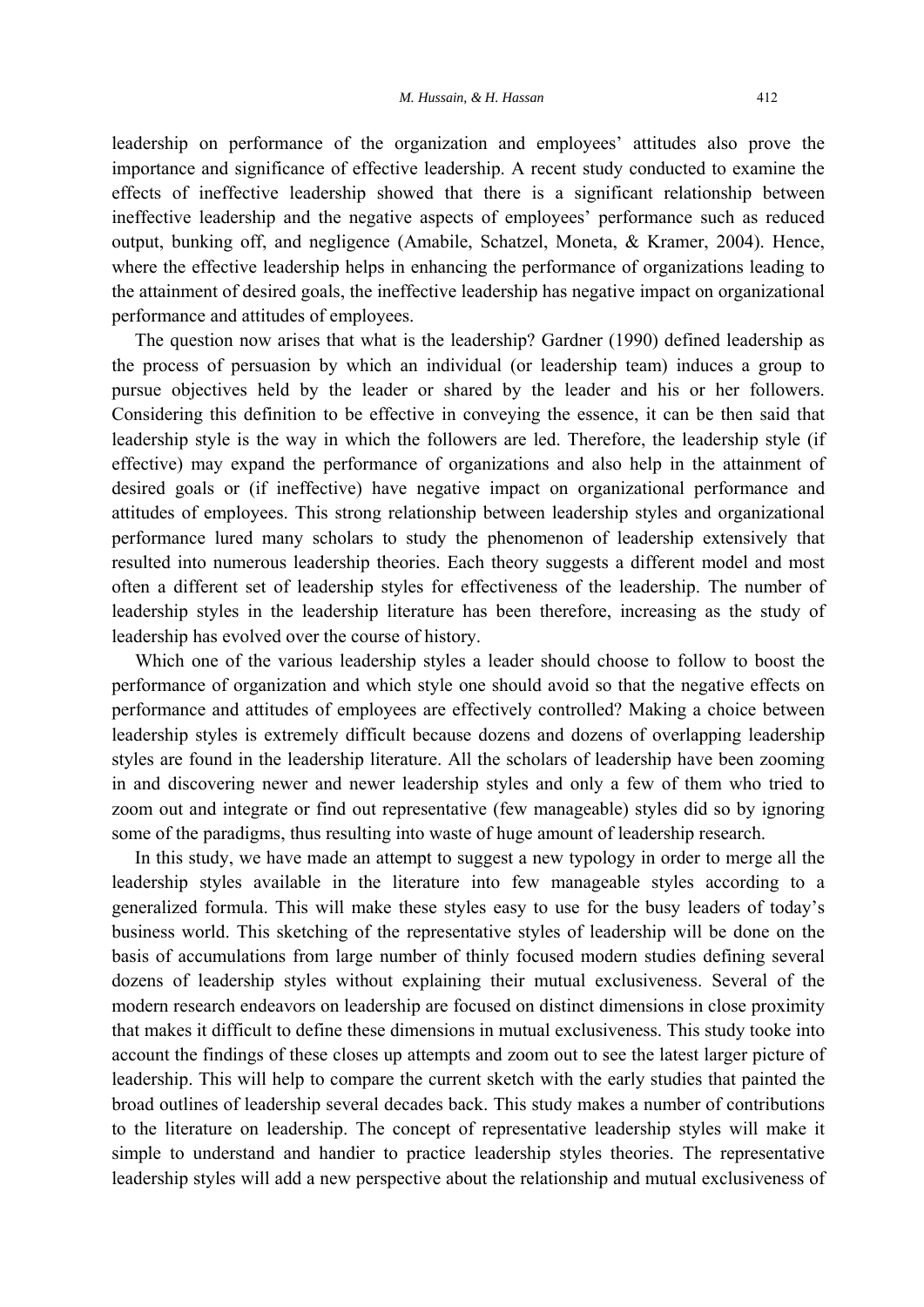leadership on performance of the organization and employees' attitudes also prove the importance and significance of effective leadership. A recent study conducted to examine the effects of ineffective leadership showed that there is a significant relationship between ineffective leadership and the negative aspects of employees' performance such as reduced output, bunking off, and negligence (Amabile, Schatzel, Moneta, & Kramer, 2004). Hence, where the effective leadership helps in enhancing the performance of organizations leading to the attainment of desired goals, the ineffective leadership has negative impact on organizational performance and attitudes of employees.

The question now arises that what is the leadership? Gardner (1990) defined leadership as the process of persuasion by which an individual (or leadership team) induces a group to pursue objectives held by the leader or shared by the leader and his or her followers. Considering this definition to be effective in conveying the essence, it can be then said that leadership style is the way in which the followers are led. Therefore, the leadership style (if effective) may expand the performance of organizations and also help in the attainment of desired goals or (if ineffective) have negative impact on organizational performance and attitudes of employees. This strong relationship between leadership styles and organizational performance lured many scholars to study the phenomenon of leadership extensively that resulted into numerous leadership theories. Each theory suggests a different model and most often a different set of leadership styles for effectiveness of the leadership. The number of leadership styles in the leadership literature has been therefore, increasing as the study of leadership has evolved over the course of history.

Which one of the various leadership styles a leader should choose to follow to boost the performance of organization and which style one should avoid so that the negative effects on performance and attitudes of employees are effectively controlled? Making a choice between leadership styles is extremely difficult because dozens and dozens of overlapping leadership styles are found in the leadership literature. All the scholars of leadership have been zooming in and discovering newer and newer leadership styles and only a few of them who tried to zoom out and integrate or find out representative (few manageable) styles did so by ignoring some of the paradigms, thus resulting into waste of huge amount of leadership research.

In this study, we have made an attempt to suggest a new typology in order to merge all the leadership styles available in the literature into few manageable styles according to a generalized formula. This will make these styles easy to use for the busy leaders of today's business world. This sketching of the representative styles of leadership will be done on the basis of accumulations from large number of thinly focused modern studies defining several dozens of leadership styles without explaining their mutual exclusiveness. Several of the modern research endeavors on leadership are focused on distinct dimensions in close proximity that makes it difficult to define these dimensions in mutual exclusiveness. This study tooke into account the findings of these closes up attempts and zoom out to see the latest larger picture of leadership. This will help to compare the current sketch with the early studies that painted the broad outlines of leadership several decades back. This study makes a number of contributions to the literature on leadership. The concept of representative leadership styles will make it simple to understand and handier to practice leadership styles theories. The representative leadership styles will add a new perspective about the relationship and mutual exclusiveness of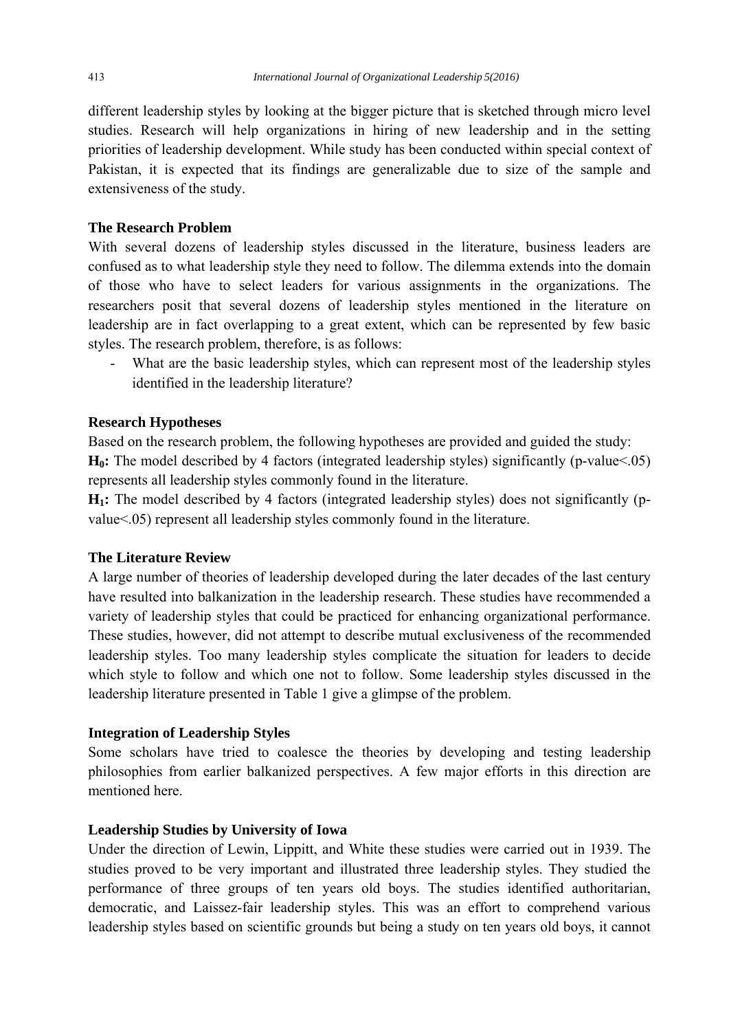different leadership styles by looking at the bigger picture that is sketched through micro level studies. Research will help organizations in hiring of new leadership and in the setting priorities of leadership development. While study has been conducted within special context of Pakistan, it is expected that its findings are generalizable due to size of the sample and extensiveness of the study.

### The Research Problem

With several dozens of leadership styles discussed in the literature, business leaders are confused as to what leadership style they need to follow. The dilemma extends into the domain of those who have to select leaders for various assignments in the organizations. The researchers posit that several dozens of leadership styles mentioned in the literature on leadership are in fact overlapping to a great extent, which can be represented by few basic styles. The research problem, therefore, is as follows:

- What are the basic leadership styles, which can represent most of the leadership styles identified in the leadership literature?

### Research Hypotheses

Based on the research problem, the following hypotheses are provided and guided the study:

**$H_0$:** The model described by 4 factors (integrated leadership styles) significantly (p-value<.05) represents all leadership styles commonly found in the literature.

**$H_1$:** The model described by 4 factors (integrated leadership styles) does not significantly (p-value<.05) represent all leadership styles commonly found in the literature.

### The Literature Review

A large number of theories of leadership developed during the later decades of the last century have resulted into balkanization in the leadership research. These studies have recommended a variety of leadership styles that could be practiced for enhancing organizational performance. These studies, however, did not attempt to describe mutual exclusiveness of the recommended leadership styles. Too many leadership styles complicate the situation for leaders to decide which style to follow and which one not to follow. Some leadership styles discussed in the leadership literature presented in Table 1 give a glimpse of the problem.

### Integration of Leadership Styles

Some scholars have tried to coalesce the theories by developing and testing leadership philosophies from earlier balkanized perspectives. A few major efforts in this direction are mentioned here.

### Leadership Studies by University of Iowa

Under the direction of Lewin, Lippitt, and White these studies were carried out in 1939. The studies proved to be very important and illustrated three leadership styles. They studied the performance of three groups of ten years old boys. The studies identified authoritarian, democratic, and Laissez-fair leadership styles. This was an effort to comprehend various leadership styles based on scientific grounds but being a study on ten years old boys, it cannot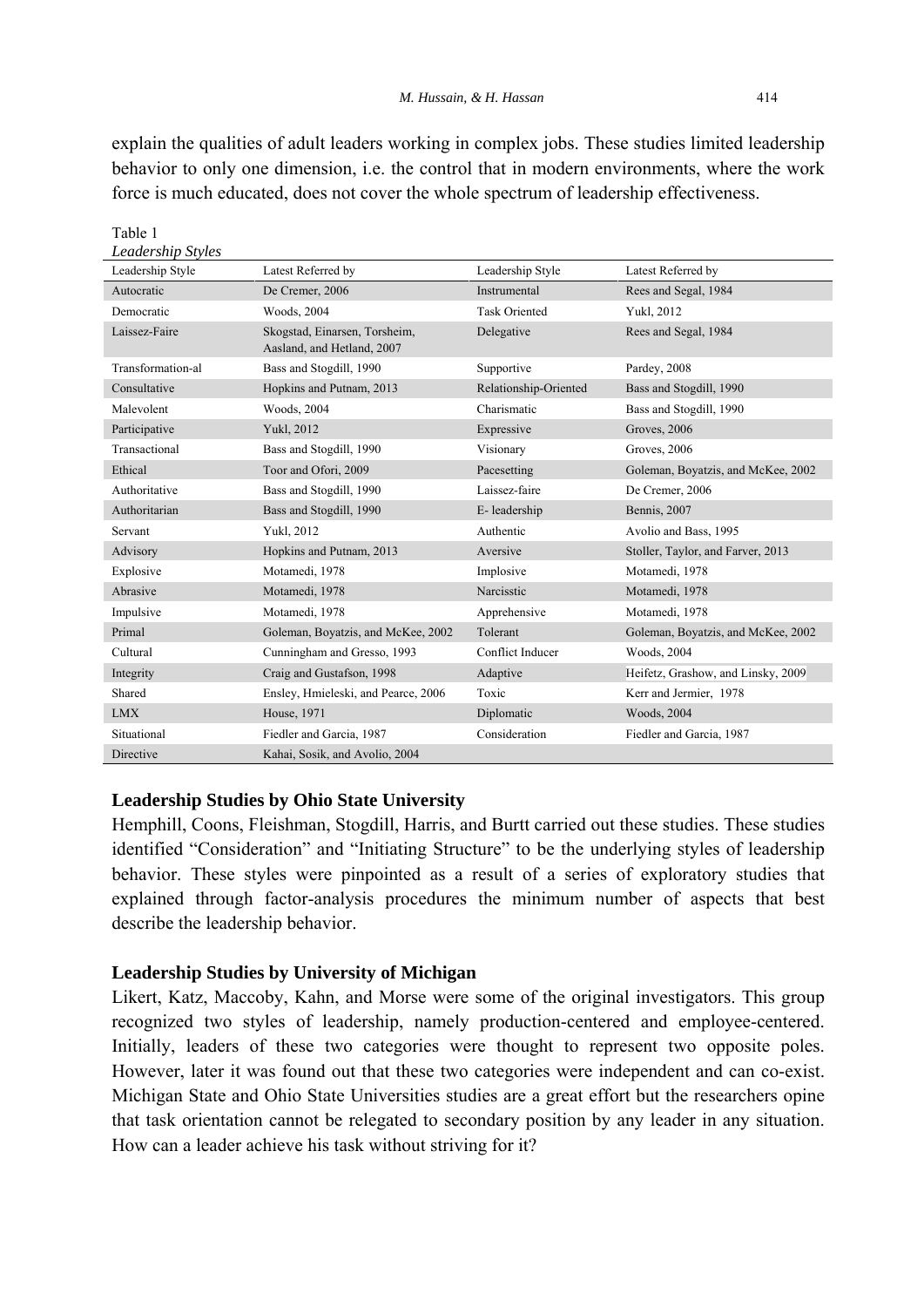explain the qualities of adult leaders working in complex jobs. These studies limited leadership behavior to only one dimension, i.e. the control that in modern environments, where the work force is much educated, does not cover the whole spectrum of leadership effectiveness.

Table 1
*Leadership Styles*

| Leadership Style | Latest Referred by | Leadership Style | Latest Referred by |
|---|---|---|---|
| Autocratic | De Cremer, 2006 | Instrumental | Rees and Segal, 1984 |
| Democratic | Woods, 2004 | Task Oriented | Yukl, 2012 |
| Laissez-Faire | Skogstad, Einarsen, Torsheim, Aasland, and Hetland, 2007 | Delegative | Rees and Segal, 1984 |
| Transformation-al | Bass and Stogdill, 1990 | Supportive | Pardey, 2008 |
| Consultative | Hopkins and Putnam, 2013 | Relationship-Oriented | Bass and Stogdill, 1990 |
| Malevolent | Woods, 2004 | Charismatic | Bass and Stogdill, 1990 |
| Participative | Yukl, 2012 | Expressive | Groves, 2006 |
| Transactional | Bass and Stogdill, 1990 | Visionary | Groves, 2006 |
| Ethical | Toor and Ofori, 2009 | Pacesetting | Goleman, Boyatzis, and McKee, 2002 |
| Authoritative | Bass and Stogdill, 1990 | Laissez-faire | De Cremer, 2006 |
| Authoritarian | Bass and Stogdill, 1990 | E- leadership | Bennis, 2007 |
| Servant | Yukl, 2012 | Authentic | Avolio and Bass, 1995 |
| Advisory | Hopkins and Putnam, 2013 | Aversive | Stoller, Taylor, and Farver, 2013 |
| Explosive | Motamedi, 1978 | Implosive | Motamedi, 1978 |
| Abrasive | Motamedi, 1978 | Narcisstic | Motamedi, 1978 |
| Impulsive | Motamedi, 1978 | Apprehensive | Motamedi, 1978 |
| Primal | Goleman, Boyatzis, and McKee, 2002 | Tolerant | Goleman, Boyatzis, and McKee, 2002 |
| Cultural | Cunningham and Gresso, 1993 | Conflict Inducer | Woods, 2004 |
| Integrity | Craig and Gustafson, 1998 | Adaptive | Heifetz, Grashow, and Linsky, 2009 |
| Shared | Ensley, Hmieleski, and Pearce, 2006 | Toxic | Kerr and Jermier, 1978 |
| LMX | House, 1971 | Diplomatic | Woods, 2004 |
| Situational | Fiedler and Garcia, 1987 | Consideration | Fiedler and Garcia, 1987 |
| Directive | Kahai, Sosik, and Avolio, 2004 | | |

### Leadership Studies by Ohio State University

Hemphill, Coons, Fleishman, Stogdill, Harris, and Burtt carried out these studies. These studies identified "Consideration" and "Initiating Structure" to be the underlying styles of leadership behavior. These styles were pinpointed as a result of a series of exploratory studies that explained through factor-analysis procedures the minimum number of aspects that best describe the leadership behavior.

### Leadership Studies by University of Michigan

Likert, Katz, Maccoby, Kahn, and Morse were some of the original investigators. This group recognized two styles of leadership, namely production-centered and employee-centered. Initially, leaders of these two categories were thought to represent two opposite poles. However, later it was found out that these two categories were independent and can co-exist. Michigan State and Ohio State Universities studies are a great effort but the researchers opine that task orientation cannot be relegated to secondary position by any leader in any situation. How can a leader achieve his task without striving for it?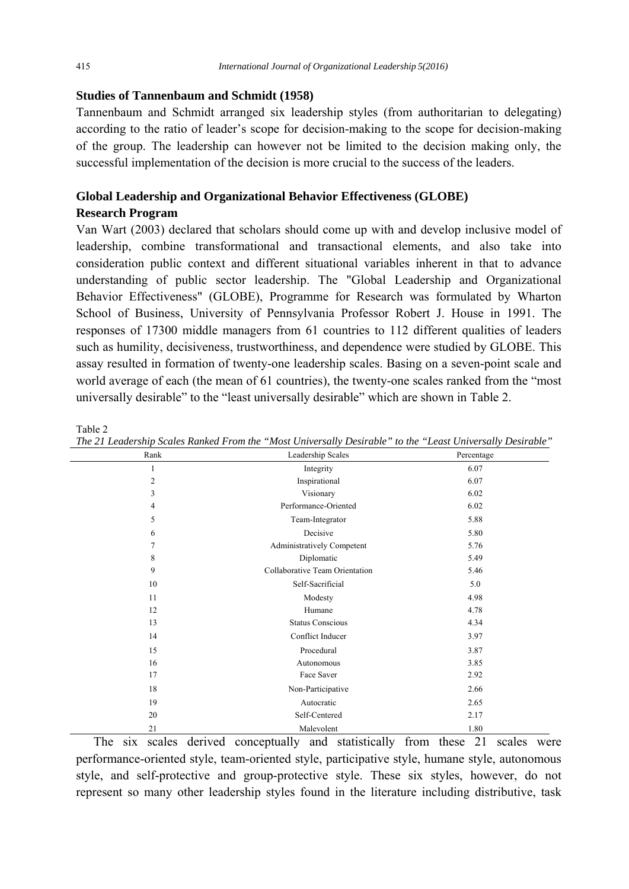### Studies of Tannenbaum and Schmidt (1958)

Tannenbaum and Schmidt arranged six leadership styles (from authoritarian to delegating) according to the ratio of leader's scope for decision-making to the scope for decision-making of the group. The leadership can however not be limited to the decision making only, the successful implementation of the decision is more crucial to the success of the leaders.

### Global Leadership and Organizational Behavior Effectiveness (GLOBE) Research Program

Van Wart (2003) declared that scholars should come up with and develop inclusive model of leadership, combine transformational and transactional elements, and also take into consideration public context and different situational variables inherent in that to advance understanding of public sector leadership. The "Global Leadership and Organizational Behavior Effectiveness" (GLOBE), Programme for Research was formulated by Wharton School of Business, University of Pennsylvania Professor Robert J. House in 1991. The responses of 17300 middle managers from 61 countries to 112 different qualities of leaders such as humility, decisiveness, trustworthiness, and dependence were studied by GLOBE. This assay resulted in formation of twenty-one leadership scales. Basing on a seven-point scale and world average of each (the mean of 61 countries), the twenty-one scales ranked from the "most universally desirable" to the "least universally desirable" which are shown in Table 2.

Table 2

*The 21 Leadership Scales Ranked From the "Most Universally Desirable" to the "Least Universally Desirable"*

| Rank | Leadership Scales | Percentage |
|---|---|---|
| 1 | Integrity | 6.07 |
| 2 | Inspirational | 6.07 |
| 3 | Visionary | 6.02 |
| 4 | Performance-Oriented | 6.02 |
| 5 | Team-Integrator | 5.88 |
| 6 | Decisive | 5.80 |
| 7 | Administratively Competent | 5.76 |
| 8 | Diplomatic | 5.49 |
| 9 | Collaborative Team Orientation | 5.46 |
| 10 | Self-Sacrificial | 5.0 |
| 11 | Modesty | 4.98 |
| 12 | Humane | 4.78 |
| 13 | Status Conscious | 4.34 |
| 14 | Conflict Inducer | 3.97 |
| 15 | Procedural | 3.87 |
| 16 | Autonomous | 3.85 |
| 17 | Face Saver | 2.92 |
| 18 | Non-Participative | 2.66 |
| 19 | Autocratic | 2.65 |
| 20 | Self-Centered | 2.17 |
| 21 | Malevolent | 1.80 |

The six scales derived conceptually and statistically from these 21 scales were performance-oriented style, team-oriented style, participative style, humane style, autonomous style, and self-protective and group-protective style. These six styles, however, do not represent so many other leadership styles found in the literature including distributive, task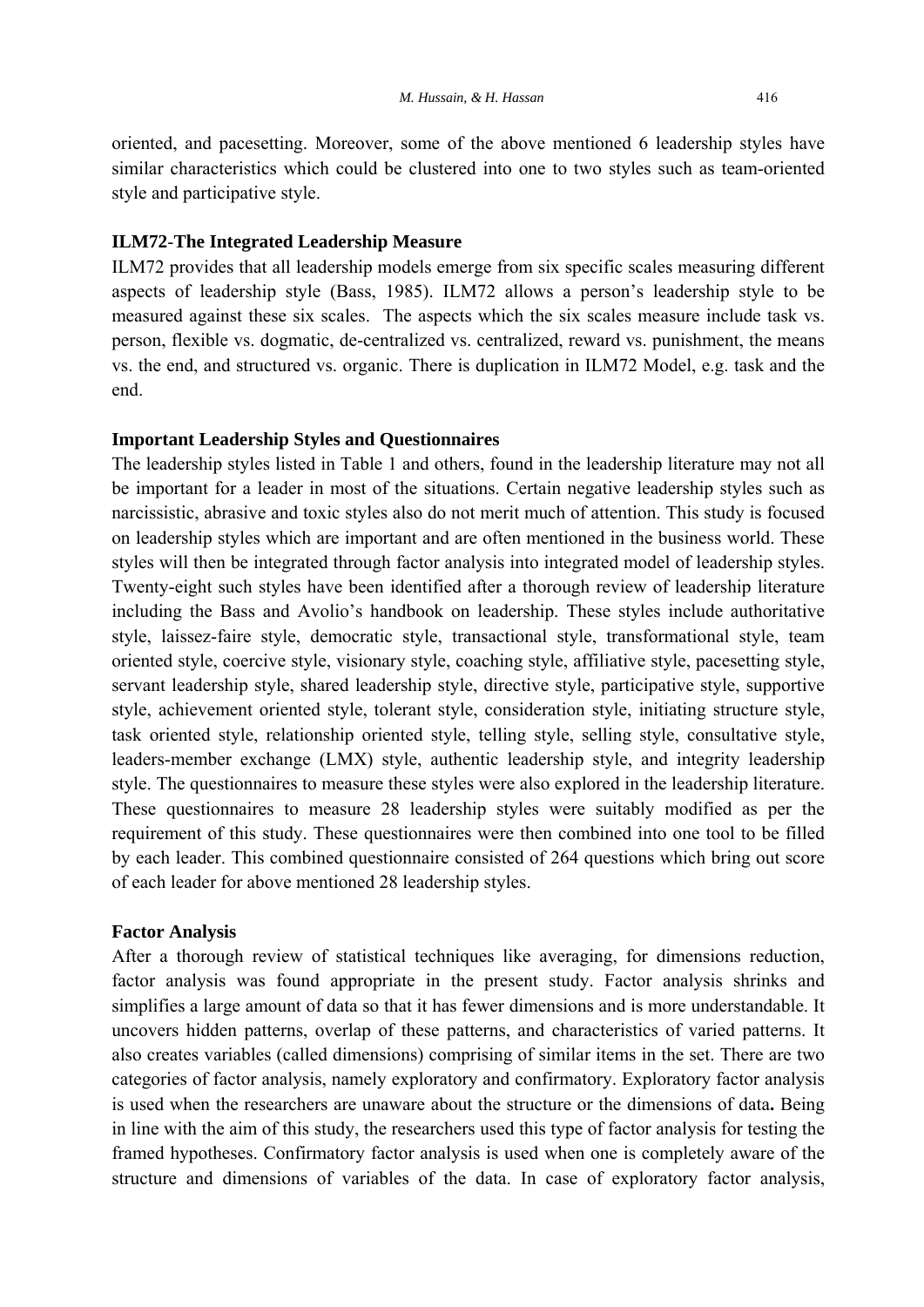oriented, and pacesetting. Moreover, some of the above mentioned 6 leadership styles have similar characteristics which could be clustered into one to two styles such as team-oriented style and participative style.

### ILM72-The Integrated Leadership Measure

ILM72 provides that all leadership models emerge from six specific scales measuring different aspects of leadership style (Bass, 1985). ILM72 allows a person's leadership style to be measured against these six scales. The aspects which the six scales measure include task vs. person, flexible vs. dogmatic, de-centralized vs. centralized, reward vs. punishment, the means vs. the end, and structured vs. organic. There is duplication in ILM72 Model, e.g. task and the end.

### Important Leadership Styles and Questionnaires

The leadership styles listed in Table 1 and others, found in the leadership literature may not all be important for a leader in most of the situations. Certain negative leadership styles such as narcissistic, abrasive and toxic styles also do not merit much of attention. This study is focused on leadership styles which are important and are often mentioned in the business world. These styles will then be integrated through factor analysis into integrated model of leadership styles. Twenty-eight such styles have been identified after a thorough review of leadership literature including the Bass and Avolio's handbook on leadership. These styles include authoritative style, laissez-faire style, democratic style, transactional style, transformational style, team oriented style, coercive style, visionary style, coaching style, affiliative style, pacesetting style, servant leadership style, shared leadership style, directive style, participative style, supportive style, achievement oriented style, tolerant style, consideration style, initiating structure style, task oriented style, relationship oriented style, telling style, selling style, consultative style, leaders-member exchange (LMX) style, authentic leadership style, and integrity leadership style. The questionnaires to measure these styles were also explored in the leadership literature. These questionnaires to measure 28 leadership styles were suitably modified as per the requirement of this study. These questionnaires were then combined into one tool to be filled by each leader. This combined questionnaire consisted of 264 questions which bring out score of each leader for above mentioned 28 leadership styles.

### Factor Analysis

After a thorough review of statistical techniques like averaging, for dimensions reduction, factor analysis was found appropriate in the present study. Factor analysis shrinks and simplifies a large amount of data so that it has fewer dimensions and is more understandable. It uncovers hidden patterns, overlap of these patterns, and characteristics of varied patterns. It also creates variables (called dimensions) comprising of similar items in the set. There are two categories of factor analysis, namely exploratory and confirmatory. Exploratory factor analysis is used when the researchers are unaware about the structure or the dimensions of data**.** Being in line with the aim of this study, the researchers used this type of factor analysis for testing the framed hypotheses. Confirmatory factor analysis is used when one is completely aware of the structure and dimensions of variables of the data. In case of exploratory factor analysis,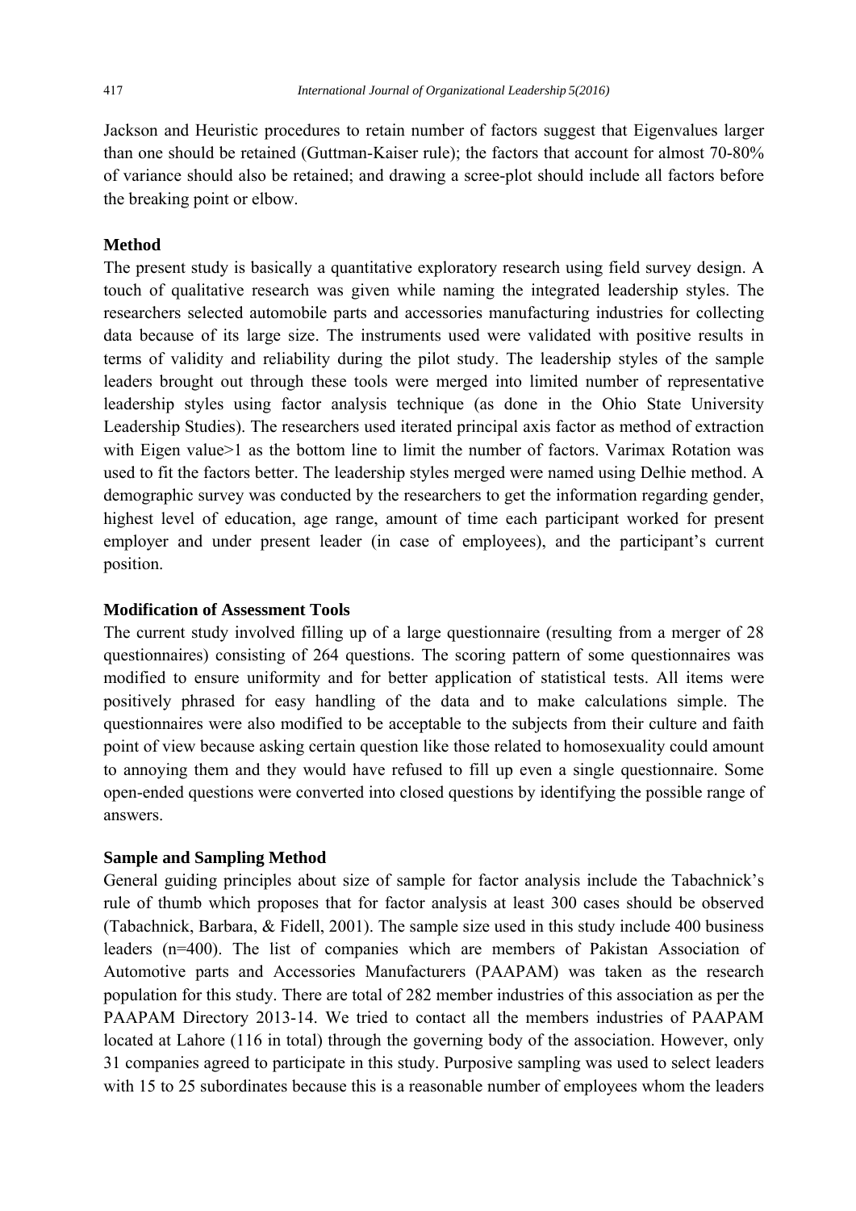Jackson and Heuristic procedures to retain number of factors suggest that Eigenvalues larger than one should be retained (Guttman-Kaiser rule); the factors that account for almost 70-80% of variance should also be retained; and drawing a scree-plot should include all factors before the breaking point or elbow.

**Method**

The present study is basically a quantitative exploratory research using field survey design. A touch of qualitative research was given while naming the integrated leadership styles. The researchers selected automobile parts and accessories manufacturing industries for collecting data because of its large size. The instruments used were validated with positive results in terms of validity and reliability during the pilot study. The leadership styles of the sample leaders brought out through these tools were merged into limited number of representative leadership styles using factor analysis technique (as done in the Ohio State University Leadership Studies). The researchers used iterated principal axis factor as method of extraction with Eigen value>1 as the bottom line to limit the number of factors. Varimax Rotation was used to fit the factors better. The leadership styles merged were named using Delhie method. A demographic survey was conducted by the researchers to get the information regarding gender, highest level of education, age range, amount of time each participant worked for present employer and under present leader (in case of employees), and the participant's current position.

**Modification of Assessment Tools**

The current study involved filling up of a large questionnaire (resulting from a merger of 28 questionnaires) consisting of 264 questions. The scoring pattern of some questionnaires was modified to ensure uniformity and for better application of statistical tests. All items were positively phrased for easy handling of the data and to make calculations simple. The questionnaires were also modified to be acceptable to the subjects from their culture and faith point of view because asking certain question like those related to homosexuality could amount to annoying them and they would have refused to fill up even a single questionnaire. Some open-ended questions were converted into closed questions by identifying the possible range of answers.

**Sample and Sampling Method**

General guiding principles about size of sample for factor analysis include the Tabachnick's rule of thumb which proposes that for factor analysis at least 300 cases should be observed (Tabachnick, Barbara, & Fidell, 2001). The sample size used in this study include 400 business leaders (n=400). The list of companies which are members of Pakistan Association of Automotive parts and Accessories Manufacturers (PAAPAM) was taken as the research population for this study. There are total of 282 member industries of this association as per the PAAPAM Directory 2013-14. We tried to contact all the members industries of PAAPAM located at Lahore (116 in total) through the governing body of the association. However, only 31 companies agreed to participate in this study. Purposive sampling was used to select leaders with 15 to 25 subordinates because this is a reasonable number of employees whom the leaders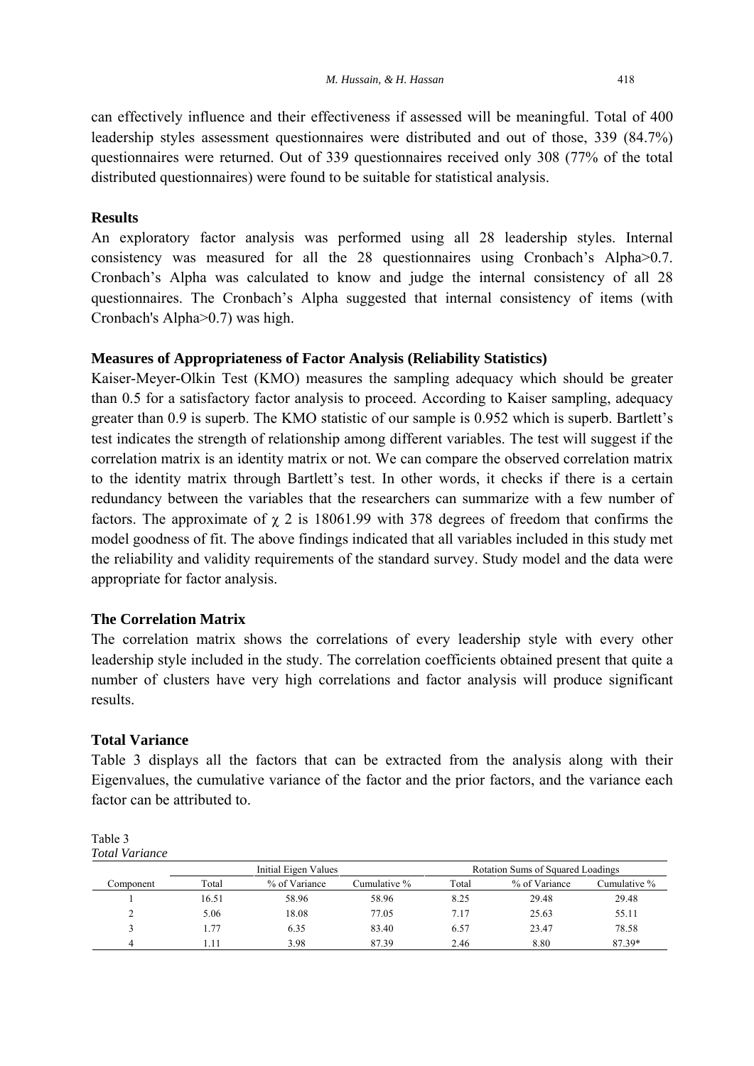can effectively influence and their effectiveness if assessed will be meaningful. Total of 400 leadership styles assessment questionnaires were distributed and out of those, 339 (84.7%) questionnaires were returned. Out of 339 questionnaires received only 308 (77% of the total distributed questionnaires) were found to be suitable for statistical analysis.

## Results

An exploratory factor analysis was performed using all 28 leadership styles. Internal consistency was measured for all the 28 questionnaires using Cronbach's Alpha>0.7. Cronbach's Alpha was calculated to know and judge the internal consistency of all 28 questionnaires. The Cronbach's Alpha suggested that internal consistency of items (with Cronbach's Alpha>0.7) was high.

## Measures of Appropriateness of Factor Analysis (Reliability Statistics)

Kaiser-Meyer-Olkin Test (KMO) measures the sampling adequacy which should be greater than 0.5 for a satisfactory factor analysis to proceed. According to Kaiser sampling, adequacy greater than 0.9 is superb. The KMO statistic of our sample is 0.952 which is superb. Bartlett's test indicates the strength of relationship among different variables. The test will suggest if the correlation matrix is an identity matrix or not. We can compare the observed correlation matrix to the identity matrix through Bartlett's test. In other words, it checks if there is a certain redundancy between the variables that the researchers can summarize with a few number of factors. The approximate of $\chi$ 2 is 18061.99 with 378 degrees of freedom that confirms the model goodness of fit. The above findings indicated that all variables included in this study met the reliability and validity requirements of the standard survey. Study model and the data were appropriate for factor analysis.

## The Correlation Matrix

The correlation matrix shows the correlations of every leadership style with every other leadership style included in the study. The correlation coefficients obtained present that quite a number of clusters have very high correlations and factor analysis will produce significant results.

## Total Variance

Table 3 displays all the factors that can be extracted from the analysis along with their Eigenvalues, the cumulative variance of the factor and the prior factors, and the variance each factor can be attributed to.

Table 3
*Total Variance*

| | Initial Eigen Values | | | Rotation Sums of Squared Loadings | | |
|---|---|---|---|---|---|---|
| Component | Total | % of Variance | Cumulative % | Total | % of Variance | Cumulative % |
| 1 | 16.51 | 58.96 | 58.96 | 8.25 | 29.48 | 29.48 |
| 2 | 5.06 | 18.08 | 77.05 | 7.17 | 25.63 | 55.11 |
| 3 | 1.77 | 6.35 | 83.40 | 6.57 | 23.47 | 78.58 |
| 4 | 1.11 | 3.98 | 87.39 | 2.46 | 8.80 | 87.39* |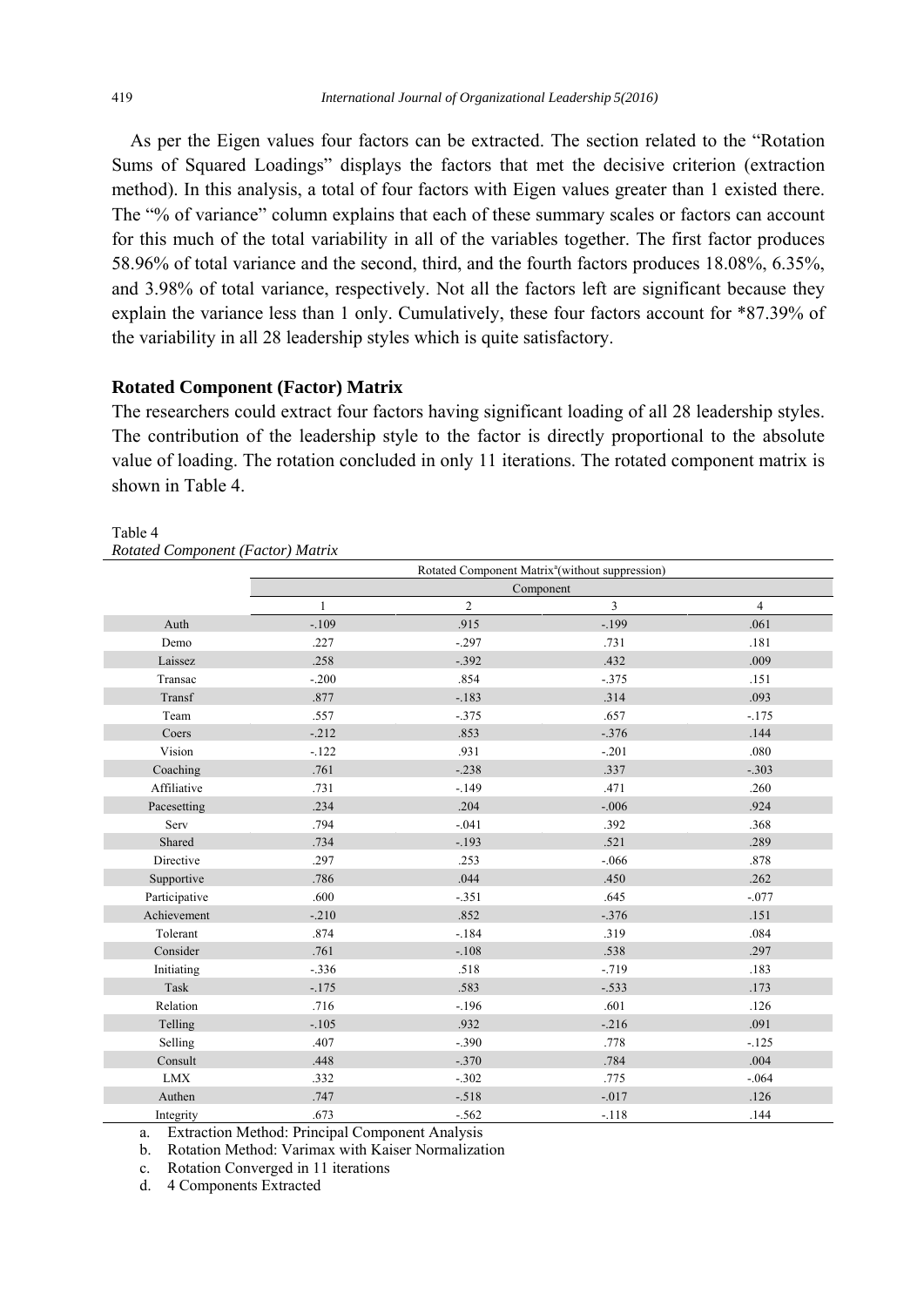As per the Eigen values four factors can be extracted. The section related to the "Rotation Sums of Squared Loadings" displays the factors that met the decisive criterion (extraction method). In this analysis, a total of four factors with Eigen values greater than 1 existed there. The "% of variance" column explains that each of these summary scales or factors can account for this much of the total variability in all of the variables together. The first factor produces 58.96% of total variance and the second, third, and the fourth factors produces 18.08%, 6.35%, and 3.98% of total variance, respectively. Not all the factors left are significant because they explain the variance less than 1 only. Cumulatively, these four factors account for *87.39% of the variability in all 28 leadership styles which is quite satisfactory.

### Rotated Component (Factor) Matrix

The researchers could extract four factors having significant loading of all 28 leadership styles. The contribution of the leadership style to the factor is directly proportional to the absolute value of loading. The rotation concluded in only 11 iterations. The rotated component matrix is shown in Table 4.

Table 4
*Rotated Component (Factor) Matrix*

| | Rotated Component Matrix[a](without suppression) | | | |
|---|---|---|---|---|
| | Component | | | |
| | 1 | 2 | 3 | 4 |
| Auth | -.109 | .915 | -.199 | .061 |
| Demo | .227 | -.297 | .731 | .181 |
| Laissez | .258 | -.392 | .432 | .009 |
| Transac | -.200 | .854 | -.375 | .151 |
| Transf | .877 | -.183 | .314 | .093 |
| Team | .557 | -.375 | .657 | -.175 |
| Coers | -.212 | .853 | -.376 | .144 |
| Vision | -.122 | .931 | -.201 | .080 |
| Coaching | .761 | -.238 | .337 | -.303 |
| Affiliative | .731 | -.149 | .471 | .260 |
| Pacesetting | .234 | .204 | -.006 | .924 |
| Serv | .794 | -.041 | .392 | .368 |
| Shared | .734 | -.193 | .521 | .289 |
| Directive | .297 | .253 | -.066 | .878 |
| Supportive | .786 | .044 | .450 | .262 |
| Participative | .600 | -.351 | .645 | -.077 |
| Achievement | -.210 | .852 | -.376 | .151 |
| Tolerant | .874 | -.184 | .319 | .084 |
| Consider | .761 | -.108 | .538 | .297 |
| Initiating | -.336 | .518 | -.719 | .183 |
| Task | -.175 | .583 | -.533 | .173 |
| Relation | .716 | -.196 | .601 | .126 |
| Telling | -.105 | .932 | -.216 | .091 |
| Selling | .407 | -.390 | .778 | -.125 |
| Consult | .448 | -.370 | .784 | .004 |
| LMX | .332 | -.302 | .775 | -.064 |
| Authen | .747 | -.518 | -.017 | .126 |
| Integrity | .673 | -.562 | -.118 | .144 |

a. Extraction Method: Principal Component Analysis
b. Rotation Method: Varimax with Kaiser Normalization
c. Rotation Converged in 11 iterations
d. 4 Components Extracted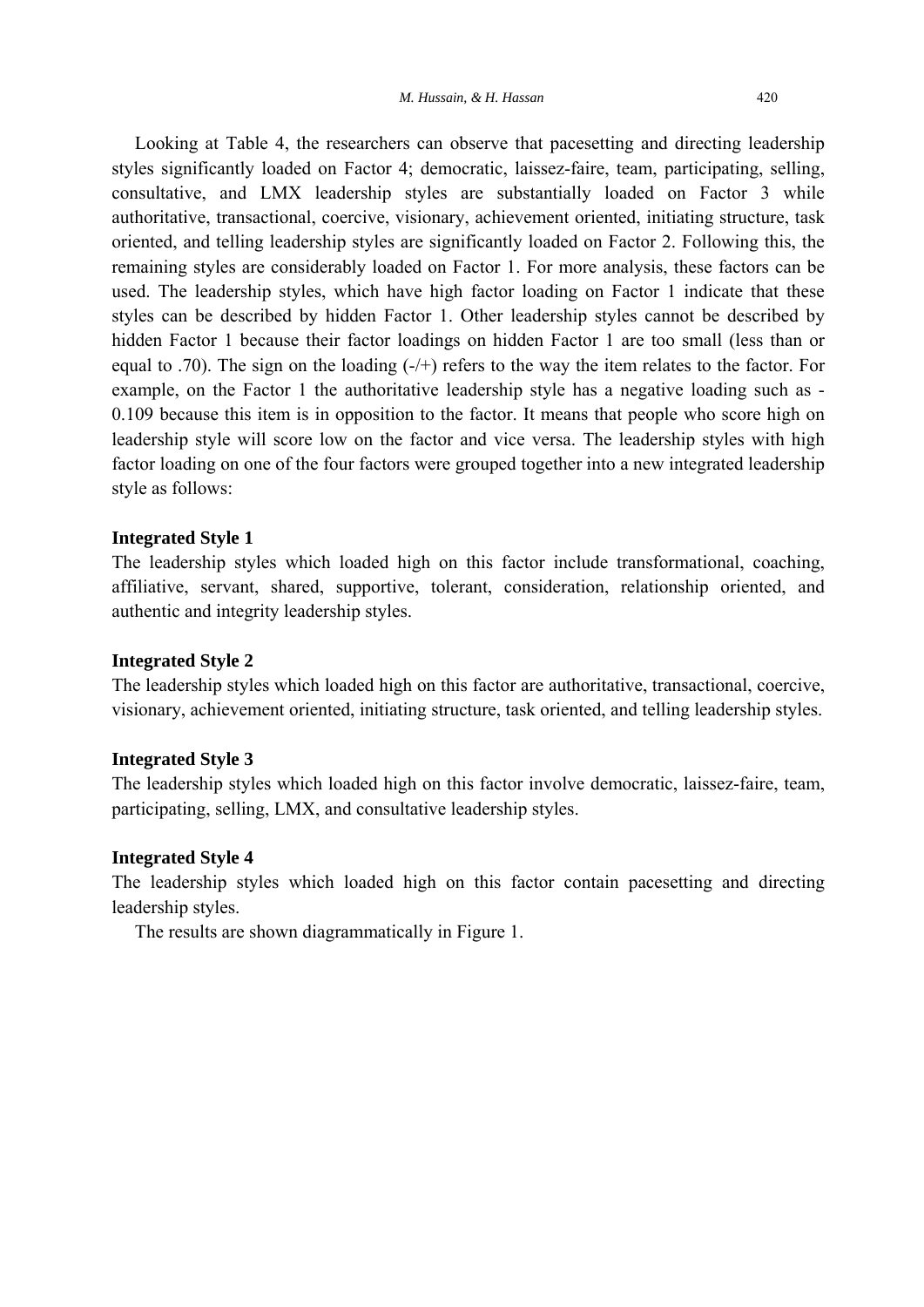Looking at Table 4, the researchers can observe that pacesetting and directing leadership styles significantly loaded on Factor 4; democratic, laissez-faire, team, participating, selling, consultative, and LMX leadership styles are substantially loaded on Factor 3 while authoritative, transactional, coercive, visionary, achievement oriented, initiating structure, task oriented, and telling leadership styles are significantly loaded on Factor 2. Following this, the remaining styles are considerably loaded on Factor 1. For more analysis, these factors can be used. The leadership styles, which have high factor loading on Factor 1 indicate that these styles can be described by hidden Factor 1. Other leadership styles cannot be described by hidden Factor 1 because their factor loadings on hidden Factor 1 are too small (less than or equal to .70). The sign on the loading (-/+) refers to the way the item relates to the factor. For example, on the Factor 1 the authoritative leadership style has a negative loading such as -0.109 because this item is in opposition to the factor. It means that people who score high on leadership style will score low on the factor and vice versa. The leadership styles with high factor loading on one of the four factors were grouped together into a new integrated leadership style as follows:

**Integrated Style 1**

The leadership styles which loaded high on this factor include transformational, coaching, affiliative, servant, shared, supportive, tolerant, consideration, relationship oriented, and authentic and integrity leadership styles.

**Integrated Style 2**

The leadership styles which loaded high on this factor are authoritative, transactional, coercive, visionary, achievement oriented, initiating structure, task oriented, and telling leadership styles.

**Integrated Style 3**

The leadership styles which loaded high on this factor involve democratic, laissez-faire, team, participating, selling, LMX, and consultative leadership styles.

**Integrated Style 4**

The leadership styles which loaded high on this factor contain pacesetting and directing leadership styles.

The results are shown diagrammatically in Figure 1.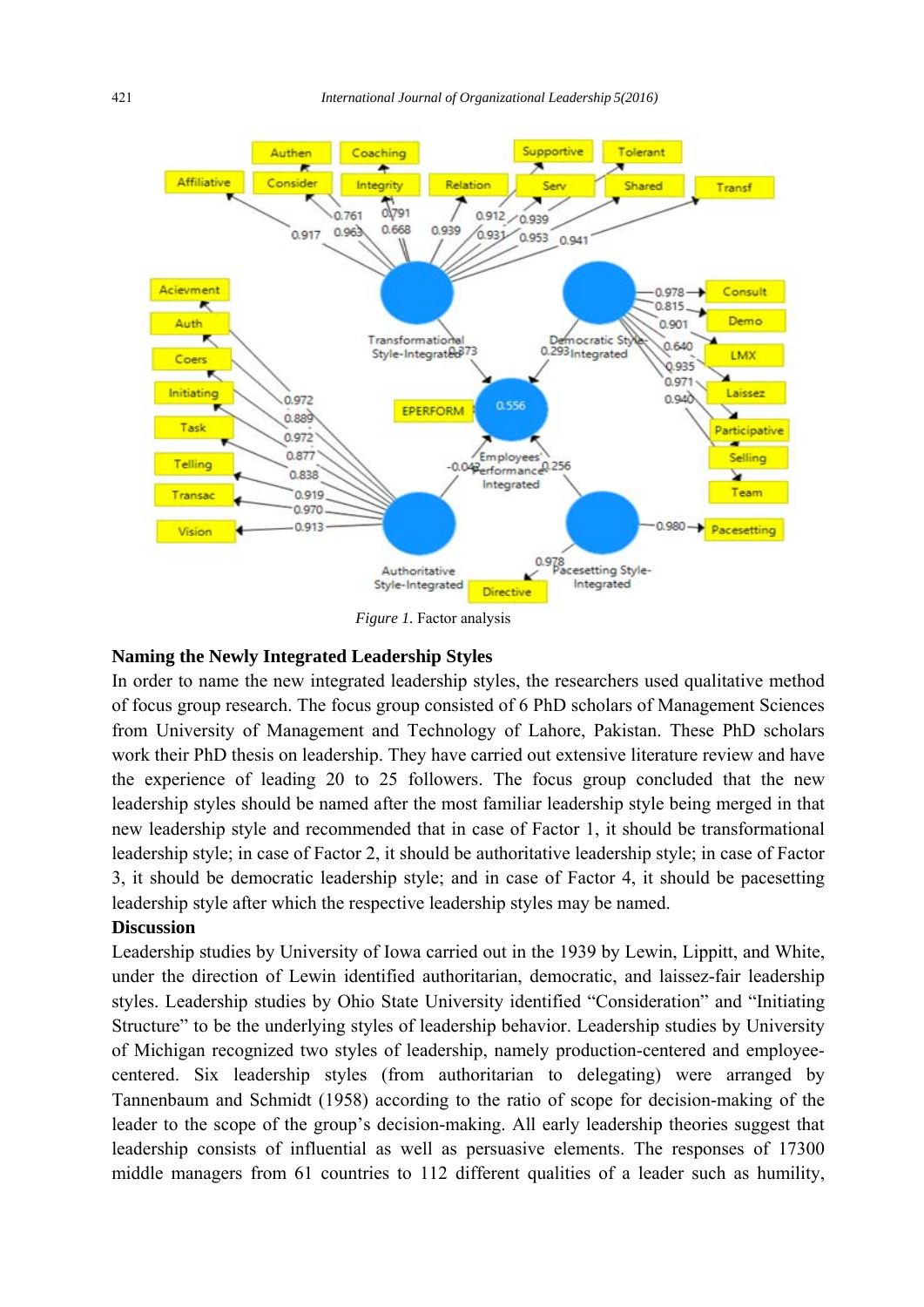*Figure 1.* Factor analysis

**Naming the Newly Integrated Leadership Styles**

In order to name the new integrated leadership styles, the researchers used qualitative method of focus group research. The focus group consisted of 6 PhD scholars of Management Sciences from University of Management and Technology of Lahore, Pakistan. These PhD scholars work their PhD thesis on leadership. They have carried out extensive literature review and have the experience of leading 20 to 25 followers. The focus group concluded that the new leadership styles should be named after the most familiar leadership style being merged in that new leadership style and recommended that in case of Factor 1, it should be transformational leadership style; in case of Factor 2, it should be authoritative leadership style; in case of Factor 3, it should be democratic leadership style; and in case of Factor 4, it should be pacesetting leadership style after which the respective leadership styles may be named.

**Discussion**

Leadership studies by University of Iowa carried out in the 1939 by Lewin, Lippitt, and White, under the direction of Lewin identified authoritarian, democratic, and laissez-fair leadership styles. Leadership studies by Ohio State University identified "Consideration" and "Initiating Structure" to be the underlying styles of leadership behavior. Leadership studies by University of Michigan recognized two styles of leadership, namely production-centered and employee-centered. Six leadership styles (from authoritarian to delegating) were arranged by Tannenbaum and Schmidt (1958) according to the ratio of scope for decision-making of the leader to the scope of the group's decision-making. All early leadership theories suggest that leadership consists of influential as well as persuasive elements. The responses of 17300 middle managers from 61 countries to 112 different qualities of a leader such as humility,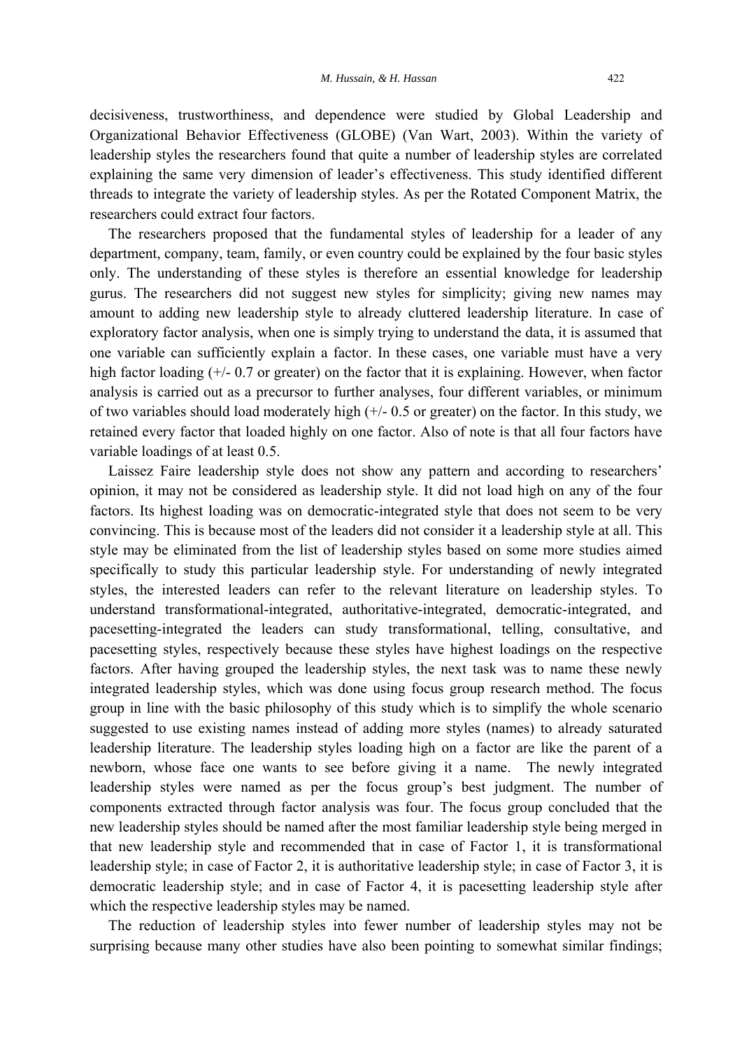decisiveness, trustworthiness, and dependence were studied by Global Leadership and Organizational Behavior Effectiveness (GLOBE) (Van Wart, 2003). Within the variety of leadership styles the researchers found that quite a number of leadership styles are correlated explaining the same very dimension of leader's effectiveness. This study identified different threads to integrate the variety of leadership styles. As per the Rotated Component Matrix, the researchers could extract four factors.

The researchers proposed that the fundamental styles of leadership for a leader of any department, company, team, family, or even country could be explained by the four basic styles only. The understanding of these styles is therefore an essential knowledge for leadership gurus. The researchers did not suggest new styles for simplicity; giving new names may amount to adding new leadership style to already cluttered leadership literature. In case of exploratory factor analysis, when one is simply trying to understand the data, it is assumed that one variable can sufficiently explain a factor. In these cases, one variable must have a very high factor loading (+/- 0.7 or greater) on the factor that it is explaining. However, when factor analysis is carried out as a precursor to further analyses, four different variables, or minimum of two variables should load moderately high (+/- 0.5 or greater) on the factor. In this study, we retained every factor that loaded highly on one factor. Also of note is that all four factors have variable loadings of at least 0.5.

Laissez Faire leadership style does not show any pattern and according to researchers' opinion, it may not be considered as leadership style. It did not load high on any of the four factors. Its highest loading was on democratic-integrated style that does not seem to be very convincing. This is because most of the leaders did not consider it a leadership style at all. This style may be eliminated from the list of leadership styles based on some more studies aimed specifically to study this particular leadership style. For understanding of newly integrated styles, the interested leaders can refer to the relevant literature on leadership styles. To understand transformational-integrated, authoritative-integrated, democratic-integrated, and pacesetting-integrated the leaders can study transformational, telling, consultative, and pacesetting styles, respectively because these styles have highest loadings on the respective factors. After having grouped the leadership styles, the next task was to name these newly integrated leadership styles, which was done using focus group research method. The focus group in line with the basic philosophy of this study which is to simplify the whole scenario suggested to use existing names instead of adding more styles (names) to already saturated leadership literature. The leadership styles loading high on a factor are like the parent of a newborn, whose face one wants to see before giving it a name. The newly integrated leadership styles were named as per the focus group's best judgment. The number of components extracted through factor analysis was four. The focus group concluded that the new leadership styles should be named after the most familiar leadership style being merged in that new leadership style and recommended that in case of Factor 1, it is transformational leadership style; in case of Factor 2, it is authoritative leadership style; in case of Factor 3, it is democratic leadership style; and in case of Factor 4, it is pacesetting leadership style after which the respective leadership styles may be named.

The reduction of leadership styles into fewer number of leadership styles may not be surprising because many other studies have also been pointing to somewhat similar findings;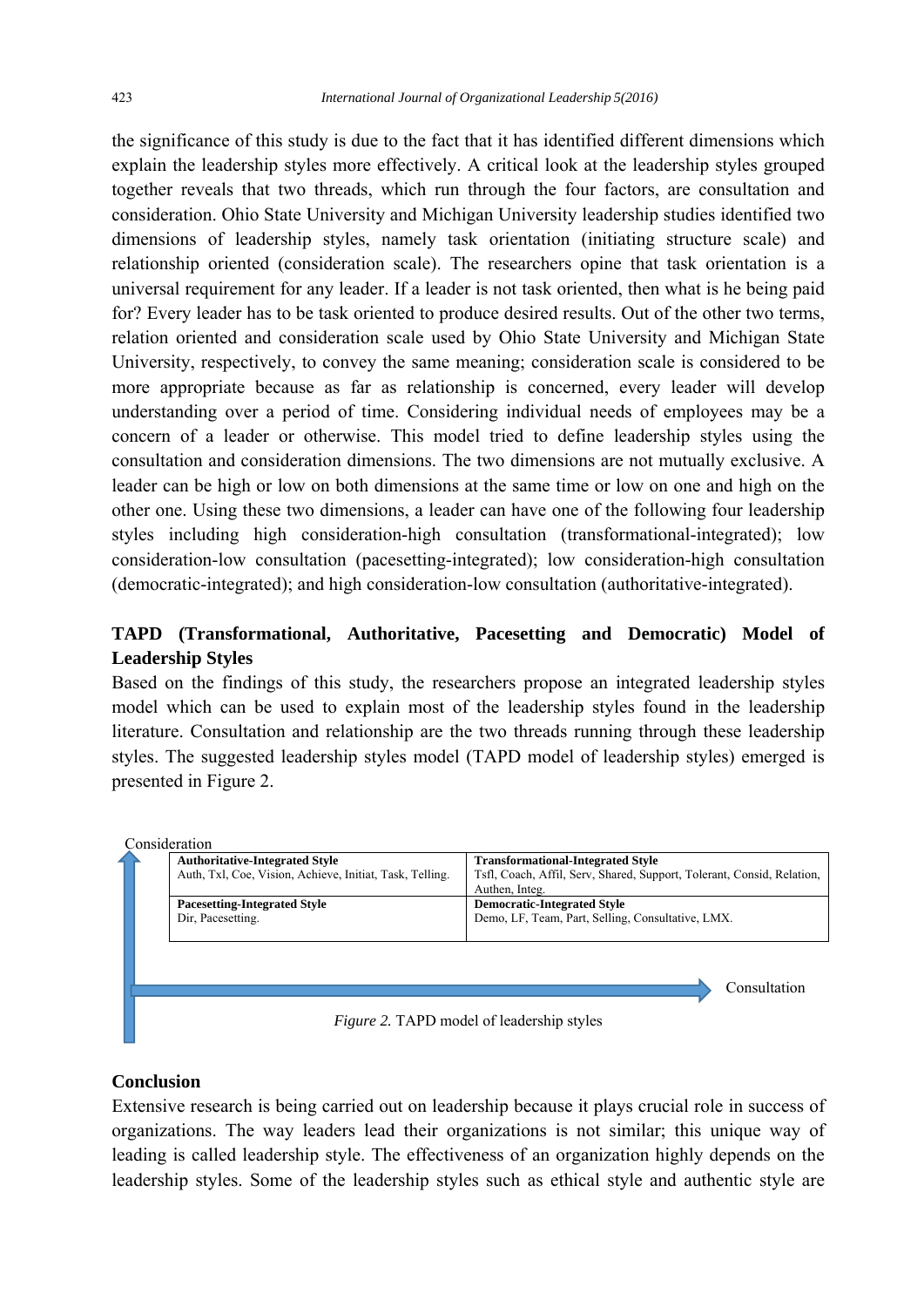the significance of this study is due to the fact that it has identified different dimensions which explain the leadership styles more effectively. A critical look at the leadership styles grouped together reveals that two threads, which run through the four factors, are consultation and consideration. Ohio State University and Michigan University leadership studies identified two dimensions of leadership styles, namely task orientation (initiating structure scale) and relationship oriented (consideration scale). The researchers opine that task orientation is a universal requirement for any leader. If a leader is not task oriented, then what is he being paid for? Every leader has to be task oriented to produce desired results. Out of the other two terms, relation oriented and consideration scale used by Ohio State University and Michigan State University, respectively, to convey the same meaning; consideration scale is considered to be more appropriate because as far as relationship is concerned, every leader will develop understanding over a period of time. Considering individual needs of employees may be a concern of a leader or otherwise. This model tried to define leadership styles using the consultation and consideration dimensions. The two dimensions are not mutually exclusive. A leader can be high or low on both dimensions at the same time or low on one and high on the other one. Using these two dimensions, a leader can have one of the following four leadership styles including high consideration-high consultation (transformational-integrated); low consideration-low consultation (pacesetting-integrated); low consideration-high consultation (democratic-integrated); and high consideration-low consultation (authoritative-integrated).

## TAPD (Transformational, Authoritative, Pacesetting and Democratic) Model of Leadership Styles

Based on the findings of this study, the researchers propose an integrated leadership styles model which can be used to explain most of the leadership styles found in the leadership literature. Consultation and relationship are the two threads running through these leadership styles. The suggested leadership styles model (TAPD model of leadership styles) emerged is presented in Figure 2.

Consideration ↑

| **Authoritative-Integrated Style**<br>Auth, Txl, Coe, Vision, Achieve, Initiat, Task, Telling. | **Transformational-Integrated Style**<br>Tsfl, Coach, Affil, Serv, Shared, Support, Tolerant, Consid, Relation, Authen, Integ. |
|---|---|
| **Pacesetting-Integrated Style**<br>Dir, Pacesetting. | **Democratic-Integrated Style**<br>Demo, LF, Team, Part, Selling, Consultative, LMX. |

Consultation →

*Figure 2.* TAPD model of leadership styles

## Conclusion

Extensive research is being carried out on leadership because it plays crucial role in success of organizations. The way leaders lead their organizations is not similar; this unique way of leading is called leadership style. The effectiveness of an organization highly depends on the leadership styles. Some of the leadership styles such as ethical style and authentic style are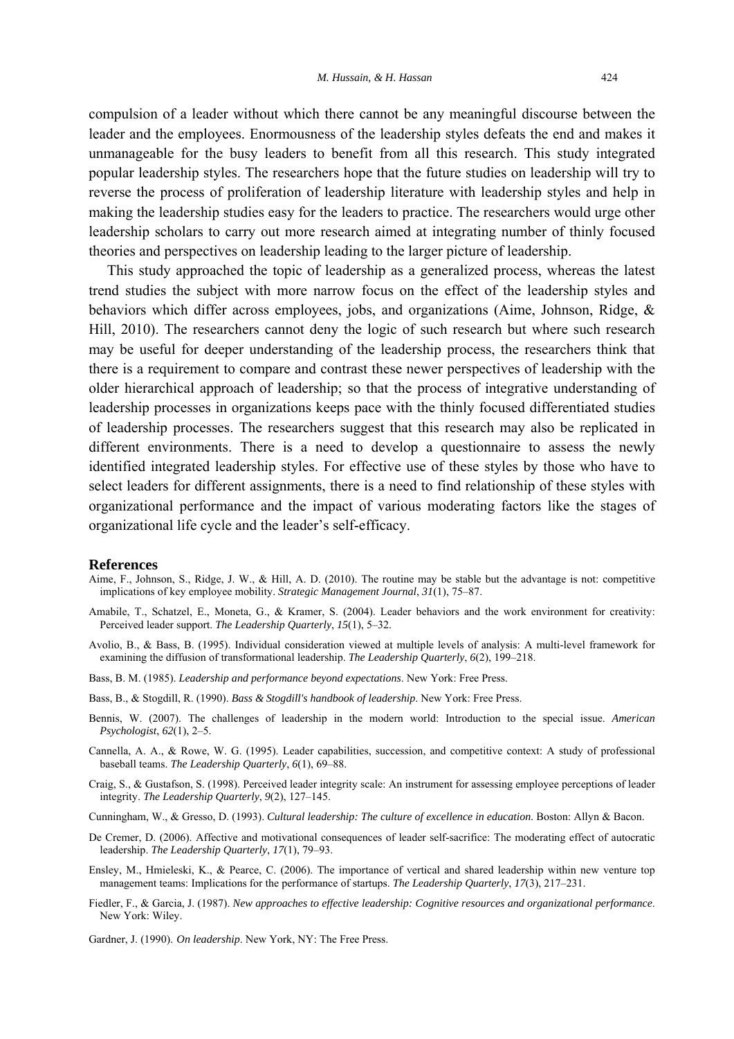compulsion of a leader without which there cannot be any meaningful discourse between the leader and the employees. Enormousness of the leadership styles defeats the end and makes it unmanageable for the busy leaders to benefit from all this research. This study integrated popular leadership styles. The researchers hope that the future studies on leadership will try to reverse the process of proliferation of leadership literature with leadership styles and help in making the leadership studies easy for the leaders to practice. The researchers would urge other leadership scholars to carry out more research aimed at integrating number of thinly focused theories and perspectives on leadership leading to the larger picture of leadership.

This study approached the topic of leadership as a generalized process, whereas the latest trend studies the subject with more narrow focus on the effect of the leadership styles and behaviors which differ across employees, jobs, and organizations (Aime, Johnson, Ridge, & Hill, 2010). The researchers cannot deny the logic of such research but where such research may be useful for deeper understanding of the leadership process, the researchers think that there is a requirement to compare and contrast these newer perspectives of leadership with the older hierarchical approach of leadership; so that the process of integrative understanding of leadership processes in organizations keeps pace with the thinly focused differentiated studies of leadership processes. The researchers suggest that this research may also be replicated in different environments. There is a need to develop a questionnaire to assess the newly identified integrated leadership styles. For effective use of these styles by those who have to select leaders for different assignments, there is a need to find relationship of these styles with organizational performance and the impact of various moderating factors like the stages of organizational life cycle and the leader's self-efficacy.

## References

Aime, F., Johnson, S., Ridge, J. W., & Hill, A. D. (2010). The routine may be stable but the advantage is not: competitive implications of key employee mobility. *Strategic Management Journal*, *31*(1), 75–87.

Amabile, T., Schatzel, E., Moneta, G., & Kramer, S. (2004). Leader behaviors and the work environment for creativity: Perceived leader support. *The Leadership Quarterly*, *15*(1), 5–32.

Avolio, B., & Bass, B. (1995). Individual consideration viewed at multiple levels of analysis: A multi-level framework for examining the diffusion of transformational leadership. *The Leadership Quarterly*, *6*(2), 199–218.

Bass, B. M. (1985). *Leadership and performance beyond expectations*. New York: Free Press.

Bass, B., & Stogdill, R. (1990). *Bass & Stogdill's handbook of leadership*. New York: Free Press.

Bennis, W. (2007). The challenges of leadership in the modern world: Introduction to the special issue. *American Psychologist*, *62*(1), 2–5.

Cannella, A. A., & Rowe, W. G. (1995). Leader capabilities, succession, and competitive context: A study of professional baseball teams. *The Leadership Quarterly*, *6*(1), 69–88.

Craig, S., & Gustafson, S. (1998). Perceived leader integrity scale: An instrument for assessing employee perceptions of leader integrity. *The Leadership Quarterly*, *9*(2), 127–145.

Cunningham, W., & Gresso, D. (1993). *Cultural leadership: The culture of excellence in education*. Boston: Allyn & Bacon.

De Cremer, D. (2006). Affective and motivational consequences of leader self-sacrifice: The moderating effect of autocratic leadership. *The Leadership Quarterly*, *17*(1), 79–93.

Ensley, M., Hmieleski, K., & Pearce, C. (2006). The importance of vertical and shared leadership within new venture top management teams: Implications for the performance of startups. *The Leadership Quarterly*, *17*(3), 217–231.

Fiedler, F., & Garcia, J. (1987). *New approaches to effective leadership: Cognitive resources and organizational performance*. New York: Wiley.

Gardner, J. (1990). *On leadership*. New York, NY: The Free Press.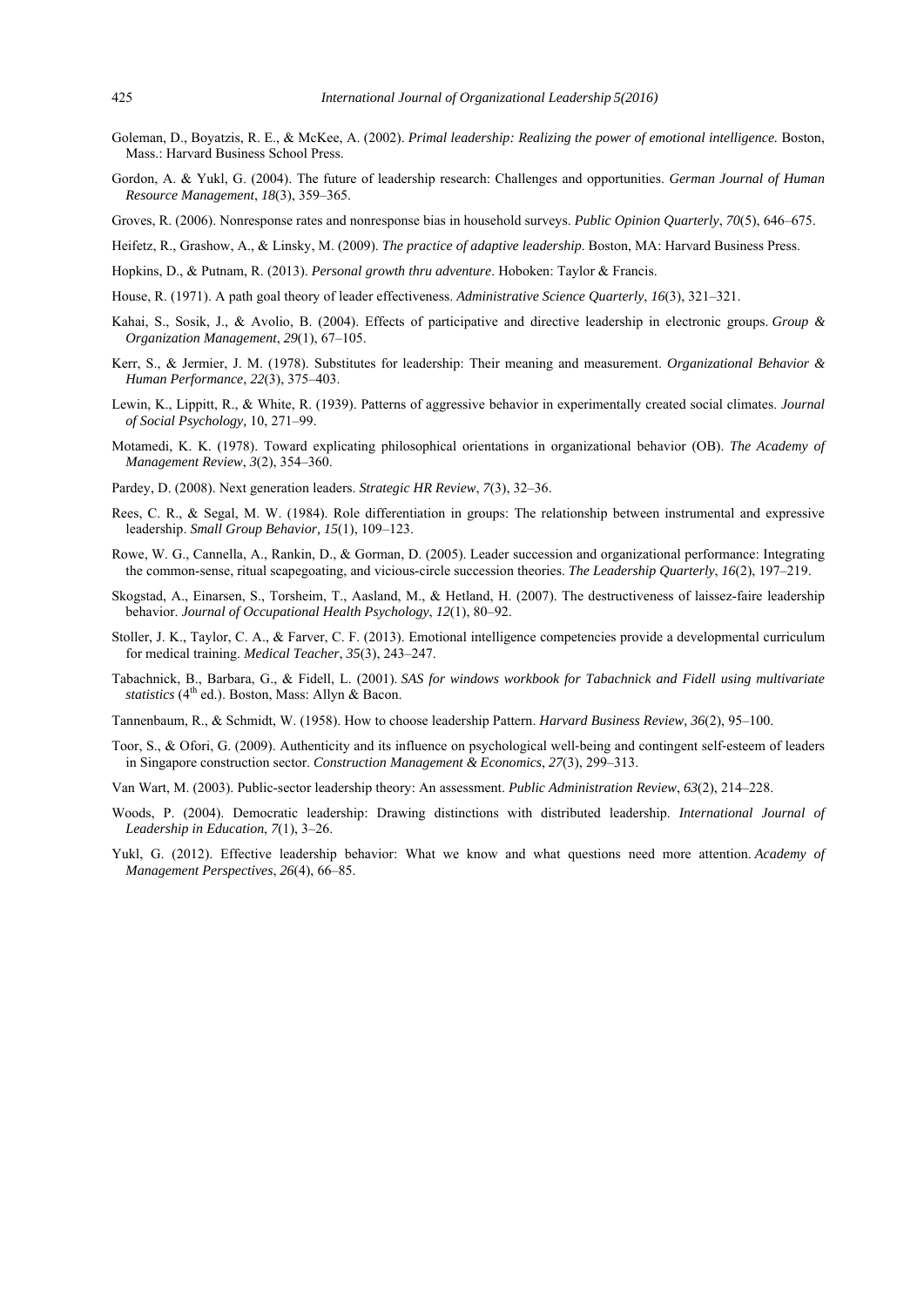Goleman, D., Boyatzis, R. E., & McKee, A. (2002). *Primal leadership: Realizing the power of emotional intelligence.* Boston, Mass.: Harvard Business School Press.

Gordon, A. & Yukl, G. (2004). The future of leadership research: Challenges and opportunities. *German Journal of Human Resource Management*, *18*(3), 359–365.

Groves, R. (2006). Nonresponse rates and nonresponse bias in household surveys. *Public Opinion Quarterly*, *70*(5), 646–675.

Heifetz, R., Grashow, A., & Linsky, M. (2009). *The practice of adaptive leadership*. Boston, MA: Harvard Business Press.

Hopkins, D., & Putnam, R. (2013). *Personal growth thru adventure*. Hoboken: Taylor & Francis.

House, R. (1971). A path goal theory of leader effectiveness. *Administrative Science Quarterly*, *16*(3), 321–321.

Kahai, S., Sosik, J., & Avolio, B. (2004). Effects of participative and directive leadership in electronic groups. *Group & Organization Management*, *29*(1), 67–105.

Kerr, S., & Jermier, J. M. (1978). Substitutes for leadership: Their meaning and measurement. *Organizational Behavior & Human Performance*, *22*(3), 375–403.

Lewin, K., Lippitt, R., & White, R. (1939). Patterns of aggressive behavior in experimentally created social climates. *Journal of Social Psychology,* 10, 271–99.

Motamedi, K. K. (1978). Toward explicating philosophical orientations in organizational behavior (OB). *The Academy of Management Review*, *3*(2), 354–360.

Pardey, D. (2008). Next generation leaders. *Strategic HR Review*, *7*(3), 32–36.

Rees, C. R., & Segal, M. W. (1984). Role differentiation in groups: The relationship between instrumental and expressive leadership. *Small Group Behavior, 15*(1), 109–123.

Rowe, W. G., Cannella, A., Rankin, D., & Gorman, D. (2005). Leader succession and organizational performance: Integrating the common-sense, ritual scapegoating, and vicious-circle succession theories. *The Leadership Quarterly*, *16*(2), 197–219.

Skogstad, A., Einarsen, S., Torsheim, T., Aasland, M., & Hetland, H. (2007). The destructiveness of laissez-faire leadership behavior. *Journal of Occupational Health Psychology*, *12*(1), 80–92.

Stoller, J. K., Taylor, C. A., & Farver, C. F. (2013). Emotional intelligence competencies provide a developmental curriculum for medical training. *Medical Teacher*, *35*(3), 243–247.

Tabachnick, B., Barbara, G., & Fidell, L. (2001). *SAS for windows workbook for Tabachnick and Fidell using multivariate statistics* (4th ed.). Boston, Mass: Allyn & Bacon.

Tannenbaum, R., & Schmidt, W. (1958). How to choose leadership Pattern. *Harvard Business Review, 36*(2), 95–100.

Toor, S., & Ofori, G. (2009). Authenticity and its influence on psychological well-being and contingent self-esteem of leaders in Singapore construction sector. *Construction Management & Economics*, *27*(3), 299–313.

Van Wart, M. (2003). Public-sector leadership theory: An assessment. *Public Administration Review*, *63*(2), 214–228.

Woods, P. (2004). Democratic leadership: Drawing distinctions with distributed leadership. *International Journal of Leadership in Education*, *7*(1), 3–26.

Yukl, G. (2012). Effective leadership behavior: What we know and what questions need more attention. *Academy of Management Perspectives*, *26*(4), 66–85.